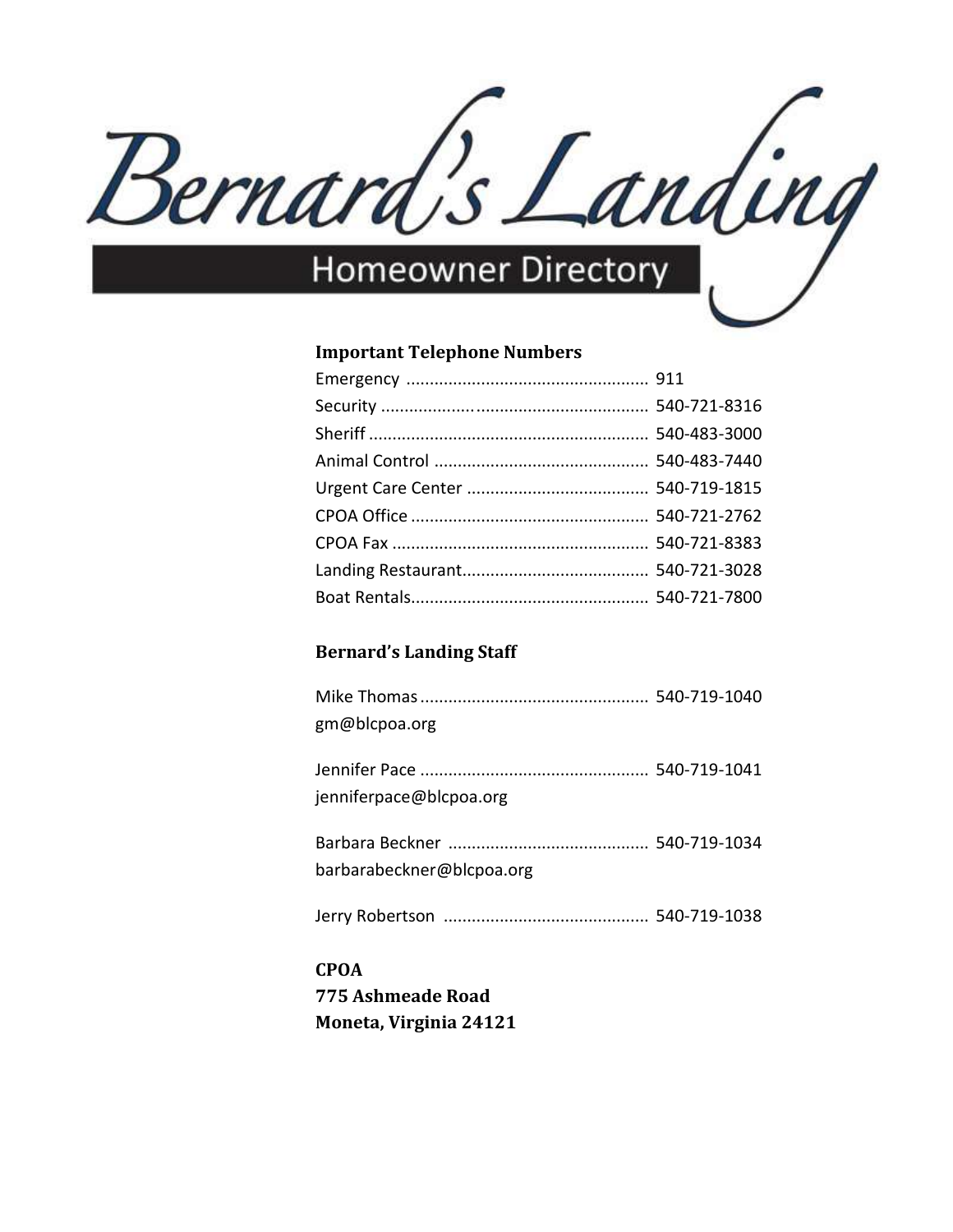# Bernard's Landing

## Homeowner Directory

### Important Telephone Numbers

Emergency .................................................. 911
Security ...................................................... 540-721-8316
Sheriff ......................................................... 540-483-3000
Animal Control ............................................ 540-483-7440
Urgent Care Center ..................................... 540-719-1815
CPOA Office ................................................. 540-721-2762
CPOA Fax ..................................................... 540-721-8383
Landing Restaurant....................................... 540-721-3028
Boat Rentals.................................................. 540-721-7800

### Bernard's Landing Staff

Mike Thomas ................................................ 540-719-1040
gm@blcpoa.org

Jennifer Pace ............................................... 540-719-1041
jenniferpace@blcpoa.org

Barbara Beckner .......................................... 540-719-1034
barbarabeckner@blcpoa.org

Jerry Robertson ........................................... 540-719-1038

**CPOA**
**775 Ashmeade Road**
**Moneta, Virginia 24121**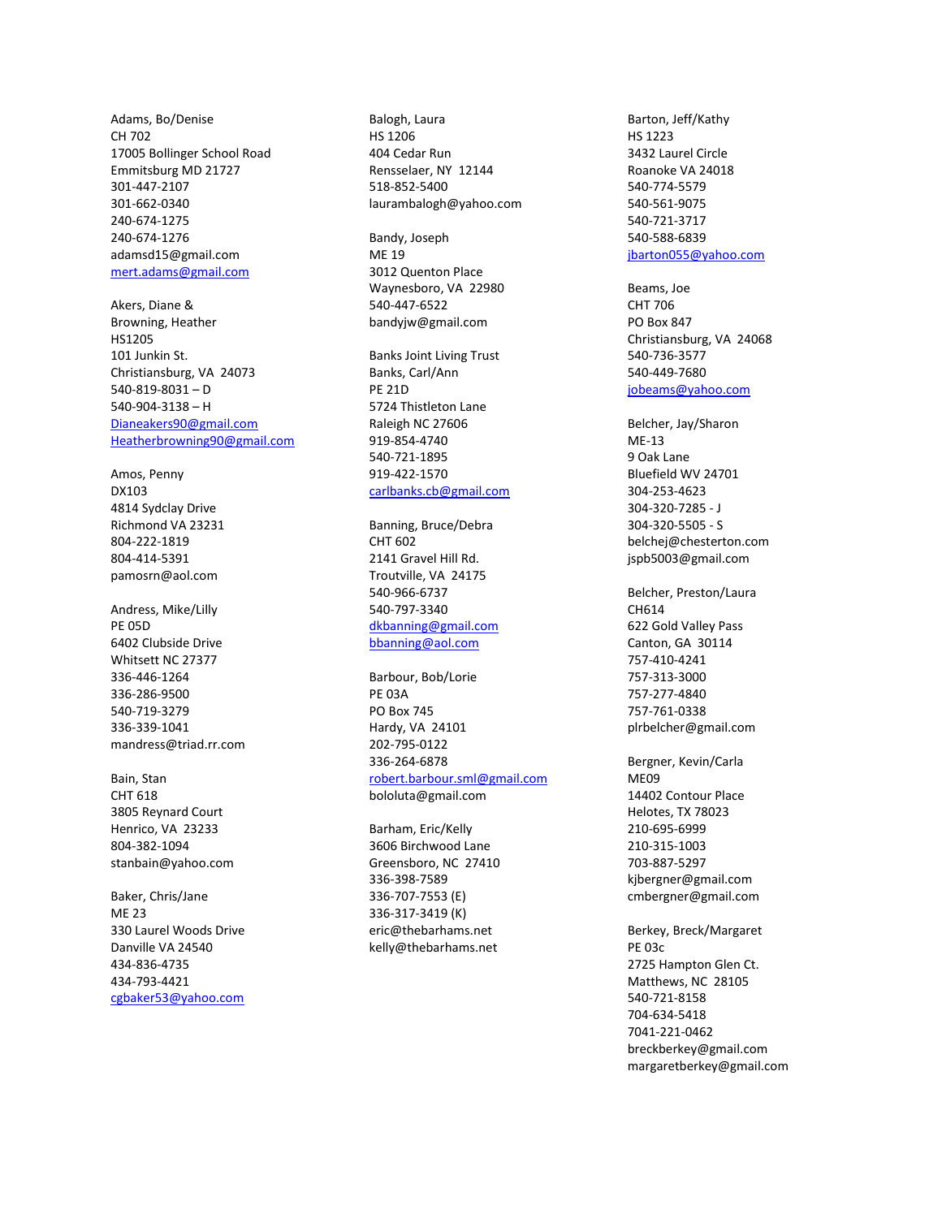Adams, Bo/Denise
CH 702
17005 Bollinger School Road
Emmitsburg MD 21727
301-447-2107
301-662-0340
240-674-1275
240-674-1276
adamsd15@gmail.com
mert.adams@gmail.com

Akers, Diane &
Browning, Heather
HS1205
101 Junkin St.
Christiansburg, VA 24073
540-819-8031 – D
540-904-3138 – H
Dianeakers90@gmail.com
Heatherbrowning90@gmail.com

Amos, Penny
DX103
4814 Sydclay Drive
Richmond VA 23231
804-222-1819
804-414-5391
pamosrn@aol.com

Andress, Mike/Lilly
PE 05D
6402 Clubside Drive
Whitsett NC 27377
336-446-1264
336-286-9500
540-719-3279
336-339-1041
mandress@triad.rr.com

Bain, Stan
CHT 618
3805 Reynard Court
Henrico, VA 23233
804-382-1094
stanbain@yahoo.com

Baker, Chris/Jane
ME 23
330 Laurel Woods Drive
Danville VA 24540
434-836-4735
434-793-4421
cgbaker53@yahoo.com

Balogh, Laura
HS 1206
404 Cedar Run
Rensselaer, NY 12144
518-852-5400
laurambalogh@yahoo.com

Bandy, Joseph
ME 19
3012 Quenton Place
Waynesboro, VA 22980
540-447-6522
bandyjw@gmail.com

Banks Joint Living Trust
Banks, Carl/Ann
PE 21D
5724 Thistleton Lane
Raleigh NC 27606
919-854-4740
540-721-1895
919-422-1570
carlbanks.cb@gmail.com

Banning, Bruce/Debra
CHT 602
2141 Gravel Hill Rd.
Troutville, VA 24175
540-966-6737
540-797-3340
dkbanning@gmail.com
bbanning@aol.com

Barbour, Bob/Lorie
PE 03A
PO Box 745
Hardy, VA 24101
202-795-0122
336-264-6878
robert.barbour.sml@gmail.com
bololuta@gmail.com

Barham, Eric/Kelly
3606 Birchwood Lane
Greensboro, NC 27410
336-398-7589
336-707-7553 (E)
336-317-3419 (K)
eric@thebarhams.net
kelly@thebarhams.net

Barton, Jeff/Kathy
HS 1223
3432 Laurel Circle
Roanoke VA 24018
540-774-5579
540-561-9075
540-721-3717
540-588-6839
jbarton055@yahoo.com

Beams, Joe
CHT 706
PO Box 847
Christiansburg, VA 24068
540-736-3577
540-449-7680
jobeams@yahoo.com

Belcher, Jay/Sharon
ME-13
9 Oak Lane
Bluefield WV 24701
304-253-4623
304-320-7285 - J
304-320-5505 - S
belchej@chesterton.com
jspb5003@gmail.com

Belcher, Preston/Laura
CH614
622 Gold Valley Pass
Canton, GA 30114
757-410-4241
757-313-3000
757-277-4840
757-761-0338
plrbelcher@gmail.com

Bergner, Kevin/Carla
ME09
14402 Contour Place
Helotes, TX 78023
210-695-6999
210-315-1003
703-887-5297
kjbergner@gmail.com
cmbergner@gmail.com

Berkey, Breck/Margaret
PE 03c
2725 Hampton Glen Ct.
Matthews, NC 28105
540-721-8158
704-634-5418
7041-221-0462
breckberkey@gmail.com
margaretberkey@gmail.com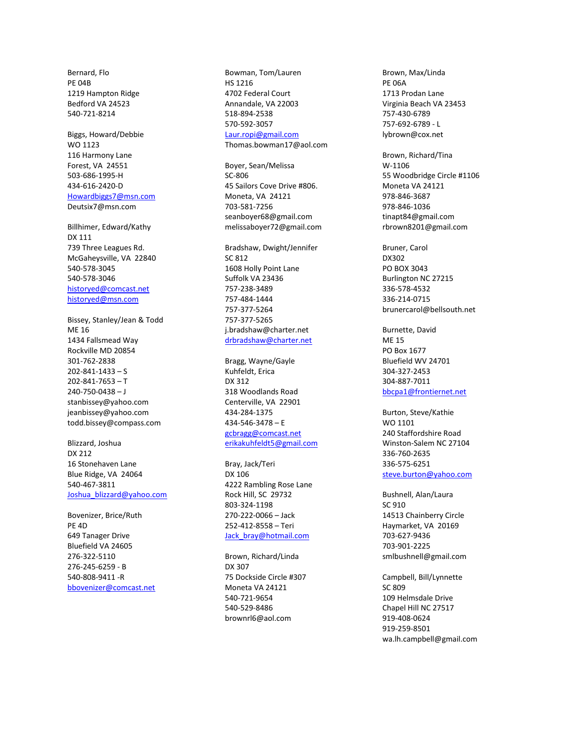Bernard, Flo
PE 04B
1219 Hampton Ridge
Bedford VA 24523
540-721-8214

Biggs, Howard/Debbie
WO 1123
116 Harmony Lane
Forest, VA 24551
503-686-1995-H
434-616-2420-D
Howardbiggs7@msn.com
Deutsix7@msn.com

Billhimer, Edward/Kathy
DX 111
739 Three Leagues Rd.
McGaheysville, VA 22840
540-578-3045
540-578-3046
historyed@comcast.net
historyed@msn.com

Bissey, Stanley/Jean & Todd
ME 16
1434 Fallsmead Way
Rockville MD 20854
301-762-2838
202-841-1433 – S
202-841-7653 – T
240-750-0438 – J
stanbissey@yahoo.com
jeanbissey@yahoo.com
todd.bissey@compass.com

Blizzard, Joshua
DX 212
16 Stonehaven Lane
Blue Ridge, VA 24064
540-467-3811
Joshua_blizzard@yahoo.com

Bovenizer, Brice/Ruth
PE 4D
649 Tanager Drive
Bluefield VA 24605
276-322-5110
276-245-6259 - B
540-808-9411 -R
bbovenizer@comcast.net

Bowman, Tom/Lauren
HS 1216
4702 Federal Court
Annandale, VA 22003
518-894-2538
570-592-3057
Laur.ropi@gmail.com
Thomas.bowman17@aol.com

Boyer, Sean/Melissa
SC-806
45 Sailors Cove Drive #806.
Moneta, VA 24121
703-581-7256
seanboyer68@gmail.com
melissaboyer72@gmail.com

Bradshaw, Dwight/Jennifer
SC 812
1608 Holly Point Lane
Suffolk VA 23436
757-238-3489
757-484-1444
757-377-5264
757-377-5265
j.bradshaw@charter.net
drbradshaw@charter.net

Bragg, Wayne/Gayle
Kuhfeldt, Erica
DX 312
318 Woodlands Road
Centerville, VA 22901
434-284-1375
434-546-3478 – E
gcbragg@comcast.net
erikakuhfeldt5@gmail.com

Bray, Jack/Teri
DX 106
4222 Rambling Rose Lane
Rock Hill, SC 29732
803-324-1198
270-222-0066 – Jack
252-412-8558 – Teri
Jack_bray@hotmail.com

Brown, Richard/Linda
DX 307
75 Dockside Circle #307
Moneta VA 24121
540-721-9654
540-529-8486
brownrl6@aol.com

Brown, Max/Linda
PE 06A
1713 Prodan Lane
Virginia Beach VA 23453
757-430-6789
757-692-6789 - L
lybrown@cox.net

Brown, Richard/Tina
W-1106
55 Woodbridge Circle #1106
Moneta VA 24121
978-846-3687
978-846-1036
tinapt84@gmail.com
rbrown8201@gmail.com

Bruner, Carol
DX302
PO BOX 3043
Burlington NC 27215
336-578-4532
336-214-0715
brunercarol@bellsouth.net

Burnette, David
ME 15
PO Box 1677
Bluefield WV 24701
304-327-2453
304-887-7011
bbcpa1@frontiernet.net

Burton, Steve/Kathie
WO 1101
240 Staffordshire Road
Winston-Salem NC 27104
336-760-2635
336-575-6251
steve.burton@yahoo.com

Bushnell, Alan/Laura
SC 910
14513 Chainberry Circle
Haymarket, VA 20169
703-627-9436
703-901-2225
smlbushnell@gmail.com

Campbell, Bill/Lynnette
SC 809
109 Helmsdale Drive
Chapel Hill NC 27517
919-408-0624
919-259-8501
wa.lh.campbell@gmail.com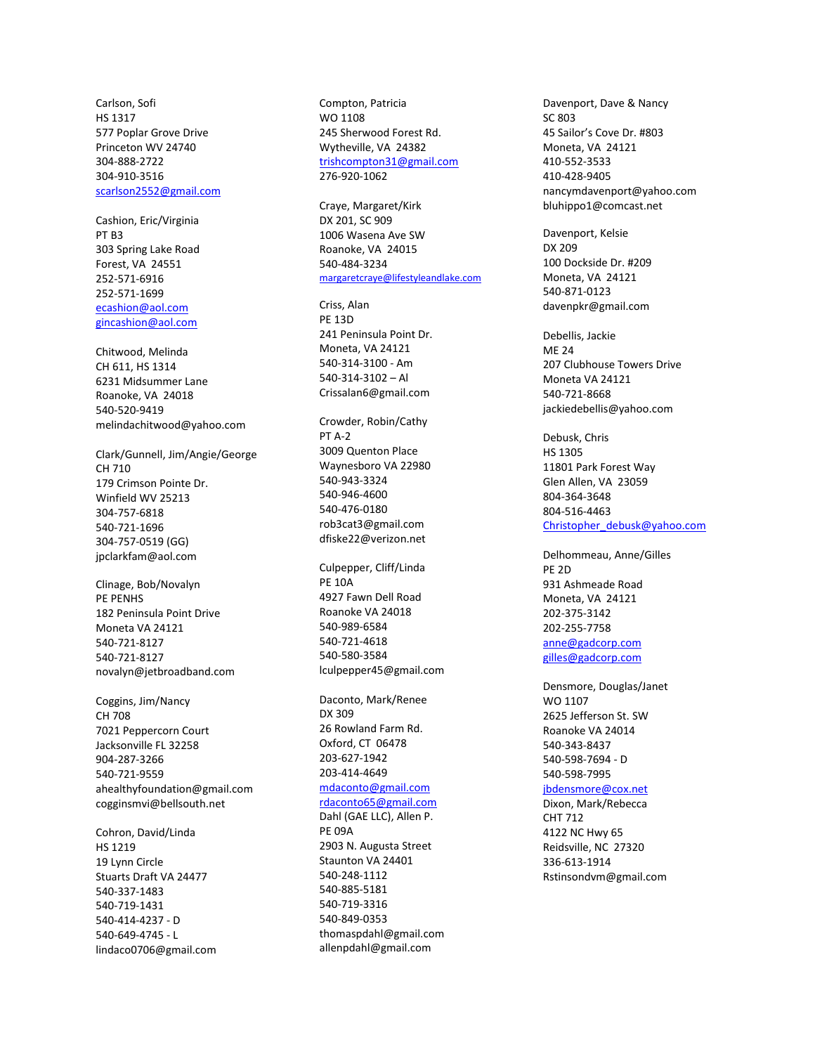Carlson, Sofi
HS 1317
577 Poplar Grove Drive
Princeton WV 24740
304-888-2722
304-910-3516
scarlson2552@gmail.com

Cashion, Eric/Virginia
PT B3
303 Spring Lake Road
Forest, VA 24551
252-571-6916
252-571-1699
ecashion@aol.com
gincashion@aol.com

Chitwood, Melinda
CH 611, HS 1314
6231 Midsummer Lane
Roanoke, VA 24018
540-520-9419
melindachitwood@yahoo.com

Clark/Gunnell, Jim/Angie/George
CH 710
179 Crimson Pointe Dr.
Winfield WV 25213
304-757-6818
540-721-1696
304-757-0519 (GG)
jpclarkfam@aol.com

Clinage, Bob/Novalyn
PE PENHS
182 Peninsula Point Drive
Moneta VA 24121
540-721-8127
540-721-8127
novalyn@jetbroadband.com

Coggins, Jim/Nancy
CH 708
7021 Peppercorn Court
Jacksonville FL 32258
904-287-3266
540-721-9559
ahealthyfoundation@gmail.com
cogginsmvi@bellsouth.net

Cohron, David/Linda
HS 1219
19 Lynn Circle
Stuarts Draft VA 24477
540-337-1483
540-719-1431
540-414-4237 - D
540-649-4745 - L
lindaco0706@gmail.com

Compton, Patricia
WO 1108
245 Sherwood Forest Rd.
Wytheville, VA 24382
trishcompton31@gmail.com
276-920-1062

Craye, Margaret/Kirk
DX 201, SC 909
1006 Wasena Ave SW
Roanoke, VA 24015
540-484-3234
margaretcraye@lifestyleandlake.com

Criss, Alan
PE 13D
241 Peninsula Point Dr.
Moneta, VA 24121
540-314-3100 - Am
540-314-3102 – Al
Crissalan6@gmail.com

Crowder, Robin/Cathy
PT A-2
3009 Quenton Place
Waynesboro VA 22980
540-943-3324
540-946-4600
540-476-0180
rob3cat3@gmail.com
dfiske22@verizon.net

Culpepper, Cliff/Linda
PE 10A
4927 Fawn Dell Road
Roanoke VA 24018
540-989-6584
540-721-4618
540-580-3584
lculpepper45@gmail.com

Daconto, Mark/Renee
DX 309
26 Rowland Farm Rd.
Oxford, CT 06478
203-627-1942
203-414-4649
mdaconto@gmail.com
rdaconto65@gmail.com

Dahl (GAE LLC), Allen P.
PE 09A
2903 N. Augusta Street
Staunton VA 24401
540-248-1112
540-885-5181
540-719-3316
540-849-0353
thomaspdahl@gmail.com
allenpdahl@gmail.com

Davenport, Dave & Nancy
SC 803
45 Sailor's Cove Dr. #803
Moneta, VA 24121
410-552-3533
410-428-9405
nancymdavenport@yahoo.com
bluhippo1@comcast.net

Davenport, Kelsie
DX 209
100 Dockside Dr. #209
Moneta, VA 24121
540-871-0123
davenpkr@gmail.com

Debellis, Jackie
ME 24
207 Clubhouse Towers Drive
Moneta VA 24121
540-721-8668
jackiedebellis@yahoo.com

Debusk, Chris
HS 1305
11801 Park Forest Way
Glen Allen, VA 23059
804-364-3648
804-516-4463
Christopher_debusk@yahoo.com

Delhommeau, Anne/Gilles
PE 2D
931 Ashmeade Road
Moneta, VA 24121
202-375-3142
202-255-7758
anne@gadcorp.com
gilles@gadcorp.com

Densmore, Douglas/Janet
WO 1107
2625 Jefferson St. SW
Roanoke VA 24014
540-343-8437
540-598-7694 - D
540-598-7995
jbdensmore@cox.net

Dixon, Mark/Rebecca
CHT 712
4122 NC Hwy 65
Reidsville, NC 27320
336-613-1914
Rstinsondvm@gmail.com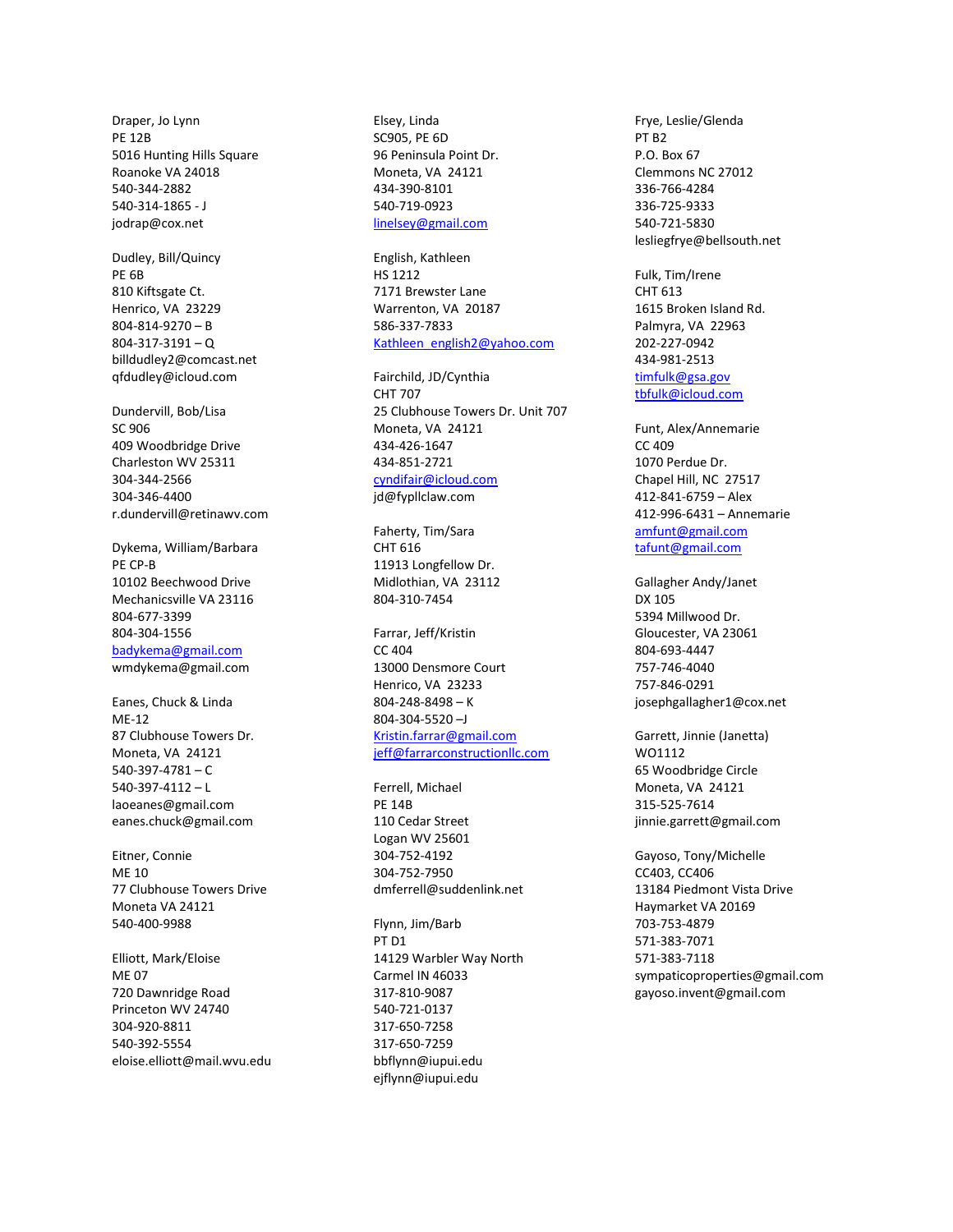Draper, Jo Lynn
PE 12B
5016 Hunting Hills Square
Roanoke VA 24018
540-344-2882
540-314-1865 - J
jodrap@cox.net

Dudley, Bill/Quincy
PE 6B
810 Kiftsgate Ct.
Henrico, VA 23229
804-814-9270 – B
804-317-3191 – Q
billdudley2@comcast.net
qfdudley@icloud.com

Dundervill, Bob/Lisa
SC 906
409 Woodbridge Drive
Charleston WV 25311
304-344-2566
304-346-4400
r.dundervill@retinawv.com

Dykema, William/Barbara
PE CP-B
10102 Beechwood Drive
Mechanicsville VA 23116
804-677-3399
804-304-1556
badykema@gmail.com
wmdykema@gmail.com

Eanes, Chuck & Linda
ME-12
87 Clubhouse Towers Dr.
Moneta, VA 24121
540-397-4781 – C
540-397-4112 – L
laoeanes@gmail.com
eanes.chuck@gmail.com

Eitner, Connie
ME 10
77 Clubhouse Towers Drive
Moneta VA 24121
540-400-9988

Elliott, Mark/Eloise
ME 07
720 Dawnridge Road
Princeton WV 24740
304-920-8811
540-392-5554
eloise.elliott@mail.wvu.edu

Elsey, Linda
SC905, PE 6D
96 Peninsula Point Dr.
Moneta, VA 24121
434-390-8101
540-719-0923
linelsey@gmail.com

English, Kathleen
HS 1212
7171 Brewster Lane
Warrenton, VA 20187
586-337-7833
Kathleen_english2@yahoo.com

Fairchild, JD/Cynthia
CHT 707
25 Clubhouse Towers Dr. Unit 707
Moneta, VA 24121
434-426-1647
434-851-2721
cyndifair@icloud.com
jd@fypllclaw.com

Faherty, Tim/Sara
CHT 616
11913 Longfellow Dr.
Midlothian, VA 23112
804-310-7454

Farrar, Jeff/Kristin
CC 404
13000 Densmore Court
Henrico, VA 23233
804-248-8498 – K
804-304-5520 –J
Kristin.farrar@gmail.com
jeff@farrarconstructionllc.com

Ferrell, Michael
PE 14B
110 Cedar Street
Logan WV 25601
304-752-4192
304-752-7950
dmferrell@suddenlink.net

Flynn, Jim/Barb
PT D1
14129 Warbler Way North
Carmel IN 46033
317-810-9087
540-721-0137
317-650-7258
317-650-7259
bbflynn@iupui.edu
ejflynn@iupui.edu

Frye, Leslie/Glenda
PT B2
P.O. Box 67
Clemmons NC 27012
336-766-4284
336-725-9333
540-721-5830
lesliegfrye@bellsouth.net

Fulk, Tim/Irene
CHT 613
1615 Broken Island Rd.
Palmyra, VA 22963
202-227-0942
434-981-2513
timfulk@gsa.gov
tbfulk@icloud.com

Funt, Alex/Annemarie
CC 409
1070 Perdue Dr.
Chapel Hill, NC 27517
412-841-6759 – Alex
412-996-6431 – Annemarie
amfunt@gmail.com
tafunt@gmail.com

Gallagher Andy/Janet
DX 105
5394 Millwood Dr.
Gloucester, VA 23061
804-693-4447
757-746-4040
757-846-0291
josephgallagher1@cox.net

Garrett, Jinnie (Janetta)
WO1112
65 Woodbridge Circle
Moneta, VA 24121
315-525-7614
jinnie.garrett@gmail.com

Gayoso, Tony/Michelle
CC403, CC406
13184 Piedmont Vista Drive
Haymarket VA 20169
703-753-4879
571-383-7071
571-383-7118
sympaticoproperties@gmail.com
gayoso.invent@gmail.com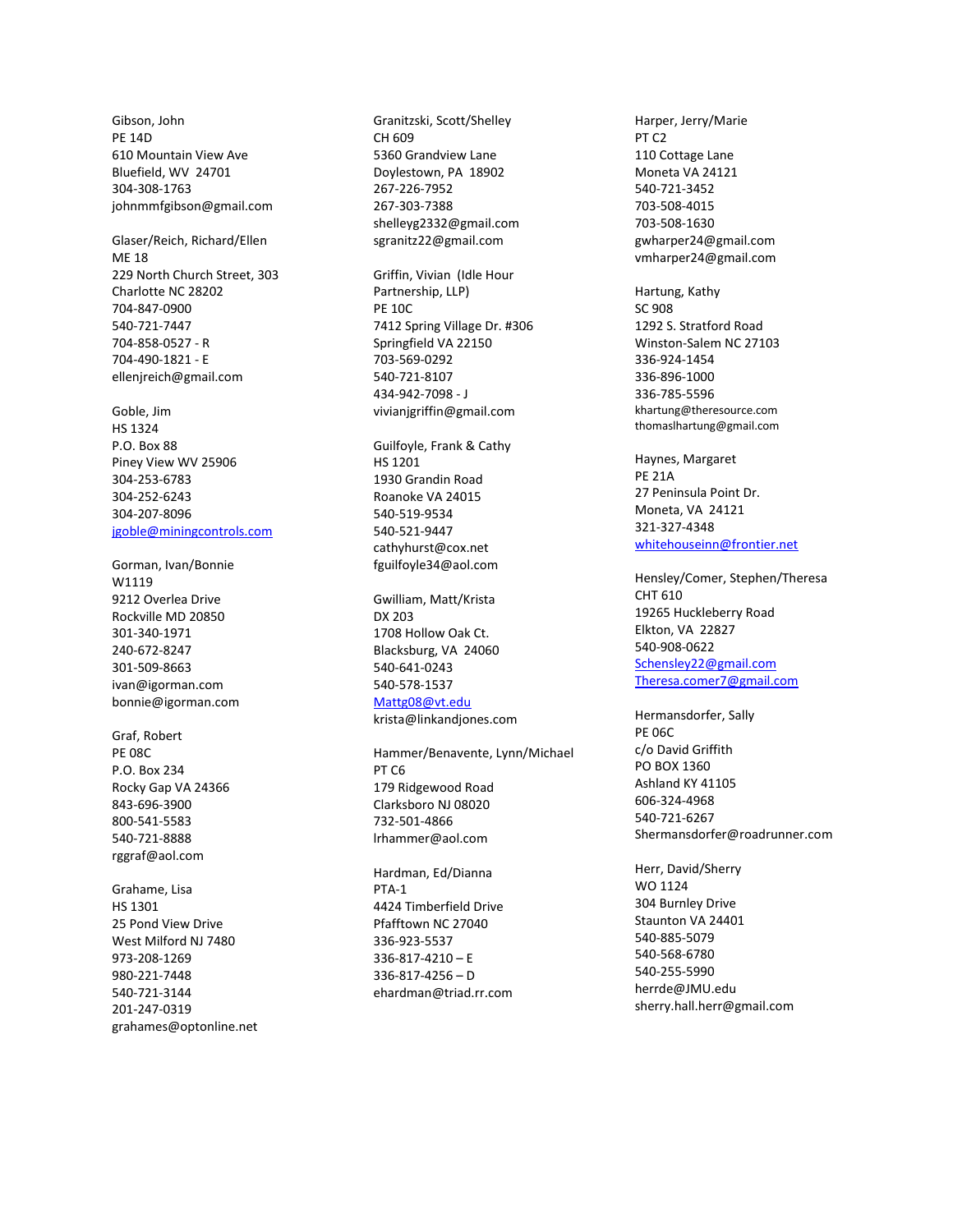Gibson, John
PE 14D
610 Mountain View Ave
Bluefield, WV 24701
304-308-1763
johnmmfgibson@gmail.com

Glaser/Reich, Richard/Ellen
ME 18
229 North Church Street, 303
Charlotte NC 28202
704-847-0900
540-721-7447
704-858-0527 - R
704-490-1821 - E
ellenjreich@gmail.com

Goble, Jim
HS 1324
P.O. Box 88
Piney View WV 25906
304-253-6783
304-252-6243
304-207-8096
jgoble@miningcontrols.com

Gorman, Ivan/Bonnie
W1119
9212 Overlea Drive
Rockville MD 20850
301-340-1971
240-672-8247
301-509-8663
ivan@igorman.com
bonnie@igorman.com

Graf, Robert
PE 08C
P.O. Box 234
Rocky Gap VA 24366
843-696-3900
800-541-5583
540-721-8888
rggraf@aol.com

Grahame, Lisa
HS 1301
25 Pond View Drive
West Milford NJ 7480
973-208-1269
980-221-7448
540-721-3144
201-247-0319
grahames@optonline.net

Granitzski, Scott/Shelley
CH 609
5360 Grandview Lane
Doylestown, PA 18902
267-226-7952
267-303-7388
shelleyg2332@gmail.com
sgranitz22@gmail.com

Griffin, Vivian (Idle Hour Partnership, LLP)
PE 10C
7412 Spring Village Dr. #306
Springfield VA 22150
703-569-0292
540-721-8107
434-942-7098 - J
vivianjgriffin@gmail.com

Guilfoyle, Frank & Cathy
HS 1201
1930 Grandin Road
Roanoke VA 24015
540-519-9534
540-521-9447
cathyhurst@cox.net
fguilfoyle34@aol.com

Gwilliam, Matt/Krista
DX 203
1708 Hollow Oak Ct.
Blacksburg, VA 24060
540-641-0243
540-578-1537
Mattg08@vt.edu
krista@linkandjones.com

Hammer/Benavente, Lynn/Michael
PT C6
179 Ridgewood Road
Clarksboro NJ 08020
732-501-4866
lrhammer@aol.com

Hardman, Ed/Dianna
PTA-1
4424 Timberfield Drive
Pfafftown NC 27040
336-923-5537
336-817-4210 – E
336-817-4256 – D
ehardman@triad.rr.com

Harper, Jerry/Marie
PT C2
110 Cottage Lane
Moneta VA 24121
540-721-3452
703-508-4015
703-508-1630
gwharper24@gmail.com
vmharper24@gmail.com

Hartung, Kathy
SC 908
1292 S. Stratford Road
Winston-Salem NC 27103
336-924-1454
336-896-1000
336-785-5596
khartung@theresource.com
thomaslhartung@gmail.com

Haynes, Margaret
PE 21A
27 Peninsula Point Dr.
Moneta, VA 24121
321-327-4348
whitehouseinn@frontier.net

Hensley/Comer, Stephen/Theresa
CHT 610
19265 Huckleberry Road
Elkton, VA 22827
540-908-0622
Schensley22@gmail.com
Theresa.comer7@gmail.com

Hermansdorfer, Sally
PE 06C
c/o David Griffith
PO BOX 1360
Ashland KY 41105
606-324-4968
540-721-6267
Shermansdorfer@roadrunner.com

Herr, David/Sherry
WO 1124
304 Burnley Drive
Staunton VA 24401
540-885-5079
540-568-6780
540-255-5990
herrde@JMU.edu
sherry.hall.herr@gmail.com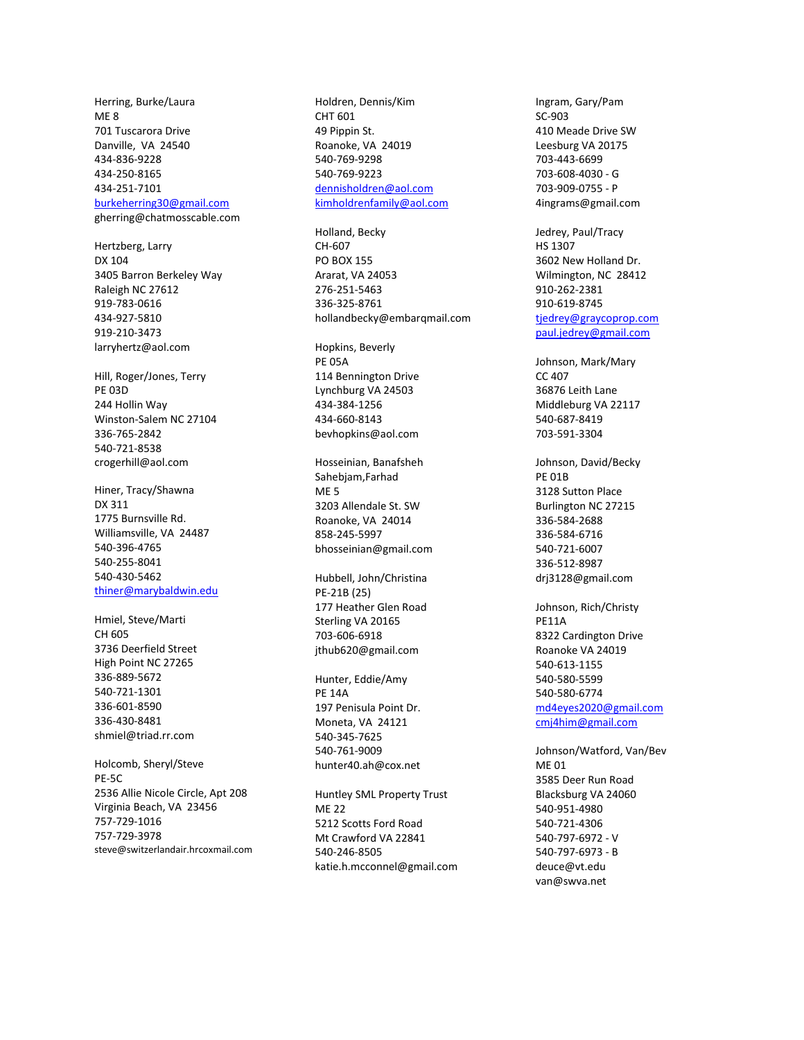Herring, Burke/Laura
ME 8
701 Tuscarora Drive
Danville, VA 24540
434-836-9228
434-250-8165
434-251-7101
burkeherring30@gmail.com
gherring@chatmosscable.com

Hertzberg, Larry
DX 104
3405 Barron Berkeley Way
Raleigh NC 27612
919-783-0616
434-927-5810
919-210-3473
larryhertz@aol.com

Hill, Roger/Jones, Terry
PE 03D
244 Hollin Way
Winston-Salem NC 27104
336-765-2842
540-721-8538
crogerhill@aol.com

Hiner, Tracy/Shawna
DX 311
1775 Burnsville Rd.
Williamsville, VA 24487
540-396-4765
540-255-8041
540-430-5462
thiner@marybaldwin.edu

Hmiel, Steve/Marti
CH 605
3736 Deerfield Street
High Point NC 27265
336-889-5672
540-721-1301
336-601-8590
336-430-8481
shmiel@triad.rr.com

Holcomb, Sheryl/Steve
PE-5C
2536 Allie Nicole Circle, Apt 208
Virginia Beach, VA 23456
757-729-1016
757-729-3978
steve@switzerlandair.hrcoxmail.com

Holdren, Dennis/Kim
CHT 601
49 Pippin St.
Roanoke, VA 24019
540-769-9298
540-769-9223
dennisholdren@aol.com
kimholdrenfamily@aol.com

Holland, Becky
CH-607
PO BOX 155
Ararat, VA 24053
276-251-5463
336-325-8761
hollandbecky@embarqmail.com

Hopkins, Beverly
PE 05A
114 Bennington Drive
Lynchburg VA 24503
434-384-1256
434-660-8143
bevhopkins@aol.com

Hosseinian, Banafsheh
Sahebjam,Farhad
ME 5
3203 Allendale St. SW
Roanoke, VA 24014
858-245-5997
bhosseinian@gmail.com

Hubbell, John/Christina
PE-21B (25)
177 Heather Glen Road
Sterling VA 20165
703-606-6918
jthub620@gmail.com

Hunter, Eddie/Amy
PE 14A
197 Penisula Point Dr.
Moneta, VA 24121
540-345-7625
540-761-9009
hunter40.ah@cox.net

Huntley SML Property Trust
ME 22
5212 Scotts Ford Road
Mt Crawford VA 22841
540-246-8505
katie.h.mcconnel@gmail.com

Ingram, Gary/Pam
SC-903
410 Meade Drive SW
Leesburg VA 20175
703-443-6699
703-608-4030 - G
703-909-0755 - P
4ingrams@gmail.com

Jedrey, Paul/Tracy
HS 1307
3602 New Holland Dr.
Wilmington, NC 28412
910-262-2381
910-619-8745
tjedrey@graycoprop.com
paul.jedrey@gmail.com

Johnson, Mark/Mary
CC 407
36876 Leith Lane
Middleburg VA 22117
540-687-8419
703-591-3304

Johnson, David/Becky
PE 01B
3128 Sutton Place
Burlington NC 27215
336-584-2688
336-584-6716
540-721-6007
336-512-8987
drj3128@gmail.com

Johnson, Rich/Christy
PE11A
8322 Cardington Drive
Roanoke VA 24019
540-613-1155
540-580-5599
540-580-6774
md4eyes2020@gmail.com
cmj4him@gmail.com

Johnson/Watford, Van/Bev
ME 01
3585 Deer Run Road
Blacksburg VA 24060
540-951-4980
540-721-4306
540-797-6972 - V
540-797-6973 - B
deuce@vt.edu
van@swva.net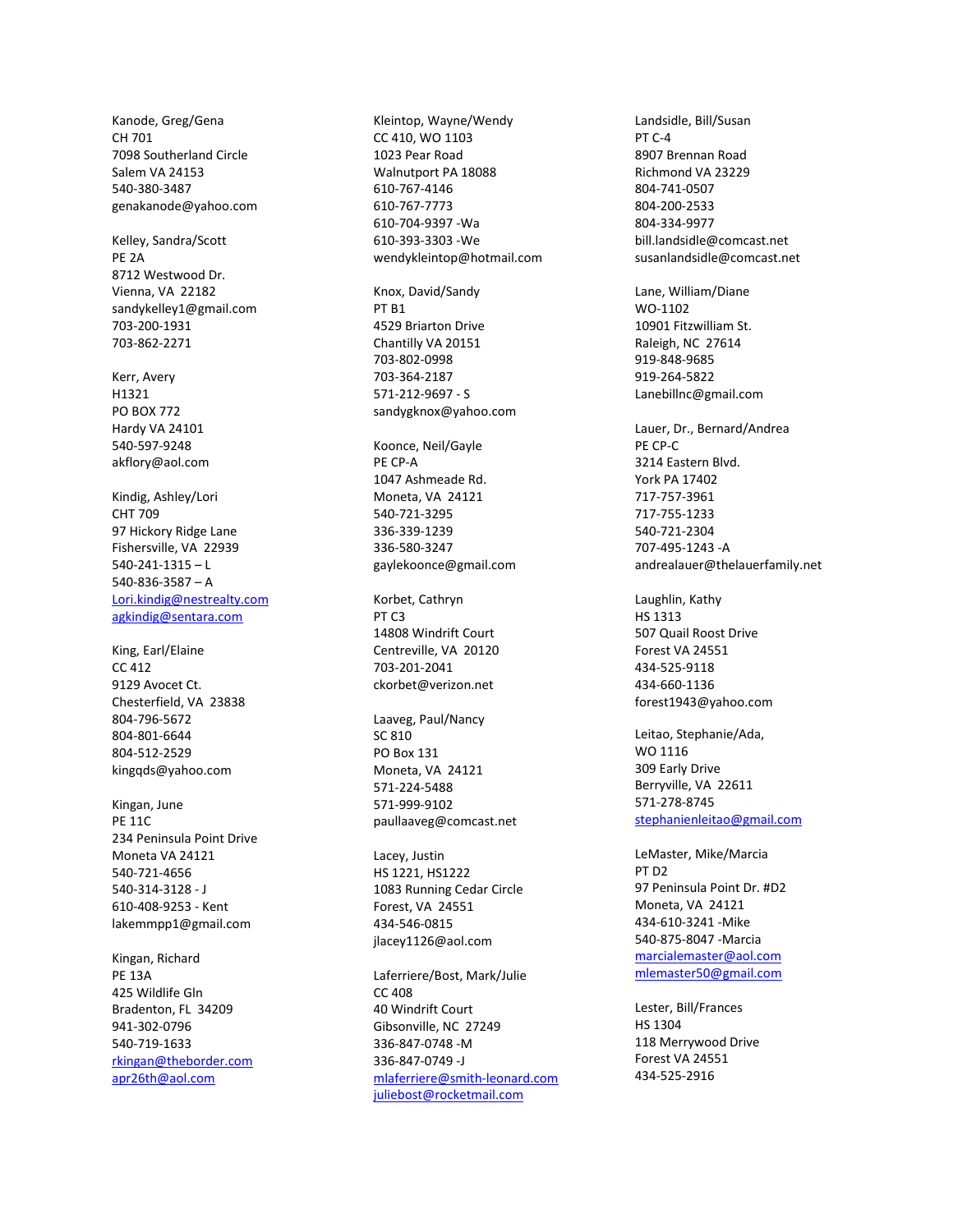Kanode, Greg/Gena
CH 701
7098 Southerland Circle
Salem VA 24153
540-380-3487
genakanode@yahoo.com

Kelley, Sandra/Scott
PE 2A
8712 Westwood Dr.
Vienna, VA 22182
sandykelley1@gmail.com
703-200-1931
703-862-2271

Kerr, Avery
H1321
PO BOX 772
Hardy VA 24101
540-597-9248
akflory@aol.com

Kindig, Ashley/Lori
CHT 709
97 Hickory Ridge Lane
Fishersville, VA 22939
540-241-1315 – L
540-836-3587 – A
Lori.kindig@nestrealty.com
agkindig@sentara.com

King, Earl/Elaine
CC 412
9129 Avocet Ct.
Chesterfield, VA 23838
804-796-5672
804-801-6644
804-512-2529
kingqds@yahoo.com

Kingan, June
PE 11C
234 Peninsula Point Drive
Moneta VA 24121
540-721-4656
540-314-3128 - J
610-408-9253 - Kent
lakemmpp1@gmail.com

Kingan, Richard
PE 13A
425 Wildlife Gln
Bradenton, FL 34209
941-302-0796
540-719-1633
rkingan@theborder.com
apr26th@aol.com

Kleintop, Wayne/Wendy
CC 410, WO 1103
1023 Pear Road
Walnutport PA 18088
610-767-4146
610-767-7773
610-704-9397 -Wa
610-393-3303 -We
wendykleintop@hotmail.com

Knox, David/Sandy
PT B1
4529 Briarton Drive
Chantilly VA 20151
703-802-0998
703-364-2187
571-212-9697 - S
sandygknox@yahoo.com

Koonce, Neil/Gayle
PE CP-A
1047 Ashmeade Rd.
Moneta, VA 24121
540-721-3295
336-339-1239
336-580-3247
gaylekoonce@gmail.com

Korbet, Cathryn
PT C3
14808 Windrift Court
Centreville, VA 20120
703-201-2041
ckorbet@verizon.net

Laaveg, Paul/Nancy
SC 810
PO Box 131
Moneta, VA 24121
571-224-5488
571-999-9102
paullaaveg@comcast.net

Lacey, Justin
HS 1221, HS1222
1083 Running Cedar Circle
Forest, VA 24551
434-546-0815
jlacey1126@aol.com

Laferriere/Bost, Mark/Julie
CC 408
40 Windrift Court
Gibsonville, NC 27249
336-847-0748 -M
336-847-0749 -J
mlaferriere@smith-leonard.com
juliebost@rocketmail.com

Landsidle, Bill/Susan
PT C-4
8907 Brennan Road
Richmond VA 23229
804-741-0507
804-200-2533
804-334-9977
bill.landsidle@comcast.net
susanlandsidle@comcast.net

Lane, William/Diane
WO-1102
10901 Fitzwilliam St.
Raleigh, NC 27614
919-848-9685
919-264-5822
Lanebillnc@gmail.com

Lauer, Dr., Bernard/Andrea
PE CP-C
3214 Eastern Blvd.
York PA 17402
717-757-3961
717-755-1233
540-721-2304
707-495-1243 -A
andrealauer@thelauerfamily.net

Laughlin, Kathy
HS 1313
507 Quail Roost Drive
Forest VA 24551
434-525-9118
434-660-1136
forest1943@yahoo.com

Leitao, Stephanie/Ada,
WO 1116
309 Early Drive
Berryville, VA 22611
571-278-8745
stephanienleitao@gmail.com

LeMaster, Mike/Marcia
PT D2
97 Peninsula Point Dr. #D2
Moneta, VA 24121
434-610-3241 -Mike
540-875-8047 -Marcia
marcialemaster@aol.com
mlemaster50@gmail.com

Lester, Bill/Frances
HS 1304
118 Merrywood Drive
Forest VA 24551
434-525-2916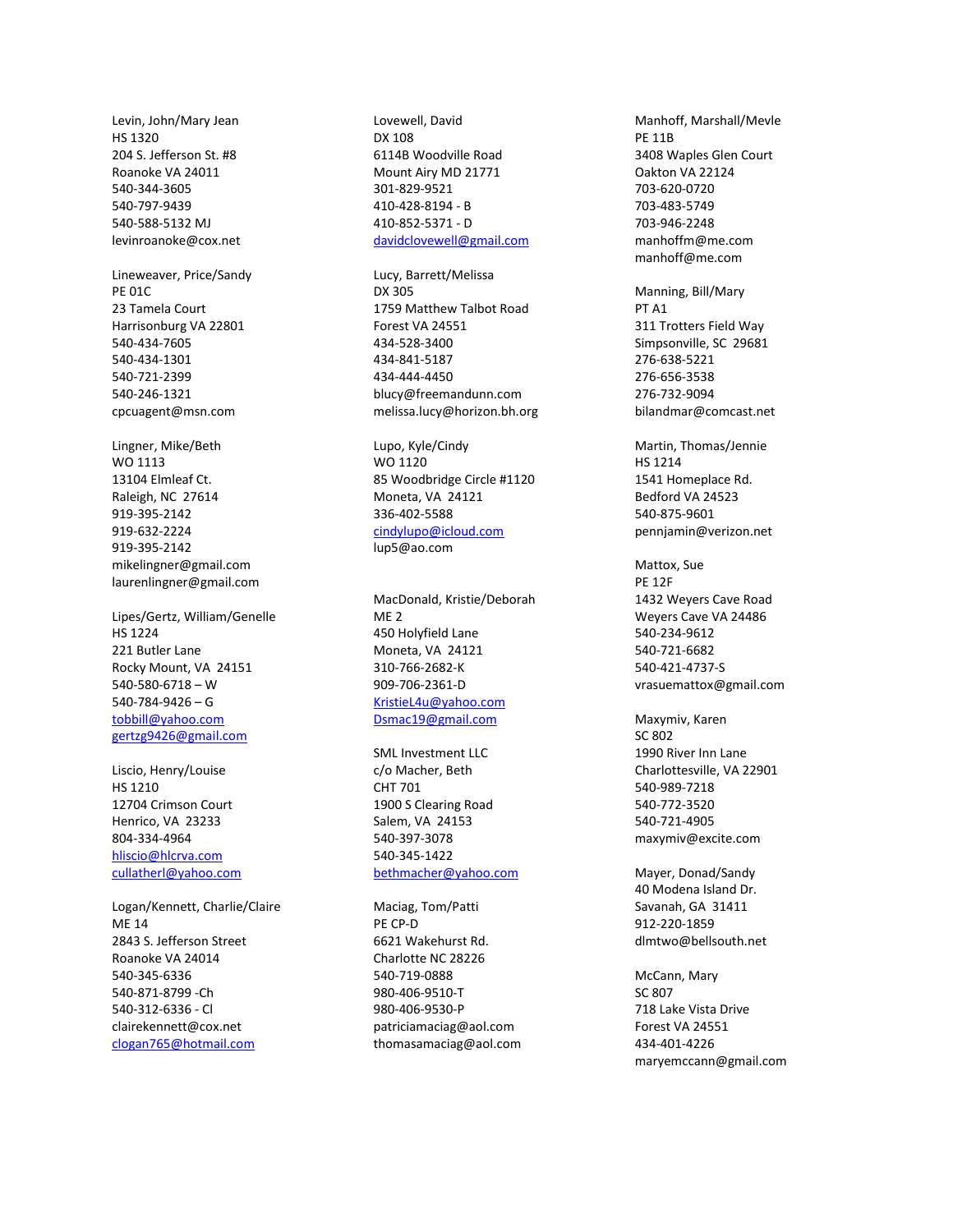Levin, John/Mary Jean
HS 1320
204 S. Jefferson St. #8
Roanoke VA 24011
540-344-3605
540-797-9439
540-588-5132 MJ
levinroanoke@cox.net

Lineweaver, Price/Sandy
PE 01C
23 Tamela Court
Harrisonburg VA 22801
540-434-7605
540-434-1301
540-721-2399
540-246-1321
cpcuagent@msn.com

Lingner, Mike/Beth
WO 1113
13104 Elmleaf Ct.
Raleigh, NC 27614
919-395-2142
919-632-2224
919-395-2142
mikelingner@gmail.com
laurenlingner@gmail.com

Lipes/Gertz, William/Genelle
HS 1224
221 Butler Lane
Rocky Mount, VA 24151
540-580-6718 – W
540-784-9426 – G
tobbill@yahoo.com
gertzg9426@gmail.com

Liscio, Henry/Louise
HS 1210
12704 Crimson Court
Henrico, VA 23233
804-334-4964
hliscio@hlcrva.com
cullatherl@yahoo.com

Logan/Kennett, Charlie/Claire
ME 14
2843 S. Jefferson Street
Roanoke VA 24014
540-345-6336
540-871-8799 -Ch
540-312-6336 - Cl
clairekennett@cox.net
clogan765@hotmail.com

Lovewell, David
DX 108
6114B Woodville Road
Mount Airy MD 21771
301-829-9521
410-428-8194 - B
410-852-5371 - D
davidclovewell@gmail.com

Lucy, Barrett/Melissa
DX 305
1759 Matthew Talbot Road
Forest VA 24551
434-528-3400
434-841-5187
434-444-4450
blucy@freemandunn.com
melissa.lucy@horizon.bh.org

Lupo, Kyle/Cindy
WO 1120
85 Woodbridge Circle #1120
Moneta, VA 24121
336-402-5588
cindylupo@icloud.com
lup5@ao.com

MacDonald, Kristie/Deborah
ME 2
450 Holyfield Lane
Moneta, VA 24121
310-766-2682-K
909-706-2361-D
KristieL4u@yahoo.com
Dsmac19@gmail.com

SML Investment LLC
c/o Macher, Beth
CHT 701
1900 S Clearing Road
Salem, VA 24153
540-397-3078
540-345-1422
bethmacher@yahoo.com

Maciag, Tom/Patti
PE CP-D
6621 Wakehurst Rd.
Charlotte NC 28226
540-719-0888
980-406-9510-T
980-406-9530-P
patriciamaciag@aol.com
thomasamaciag@aol.com

Manhoff, Marshall/Mevle
PE 11B
3408 Waples Glen Court
Oakton VA 22124
703-620-0720
703-483-5749
703-946-2248
manhoffm@me.com
manhoff@me.com

Manning, Bill/Mary
PT A1
311 Trotters Field Way
Simpsonville, SC 29681
276-638-5221
276-656-3538
276-732-9094
bilandmar@comcast.net

Martin, Thomas/Jennie
HS 1214
1541 Homeplace Rd.
Bedford VA 24523
540-875-9601
pennjamin@verizon.net

Mattox, Sue
PE 12F
1432 Weyers Cave Road
Weyers Cave VA 24486
540-234-9612
540-721-6682
540-421-4737-S
vrasuemattox@gmail.com

Maxymiv, Karen
SC 802
1990 River Inn Lane
Charlottesville, VA 22901
540-989-7218
540-772-3520
540-721-4905
maxymiv@excite.com

Mayer, Donad/Sandy
40 Modena Island Dr.
Savanah, GA 31411
912-220-1859
dlmtwo@bellsouth.net

McCann, Mary
SC 807
718 Lake Vista Drive
Forest VA 24551
434-401-4226
maryemccann@gmail.com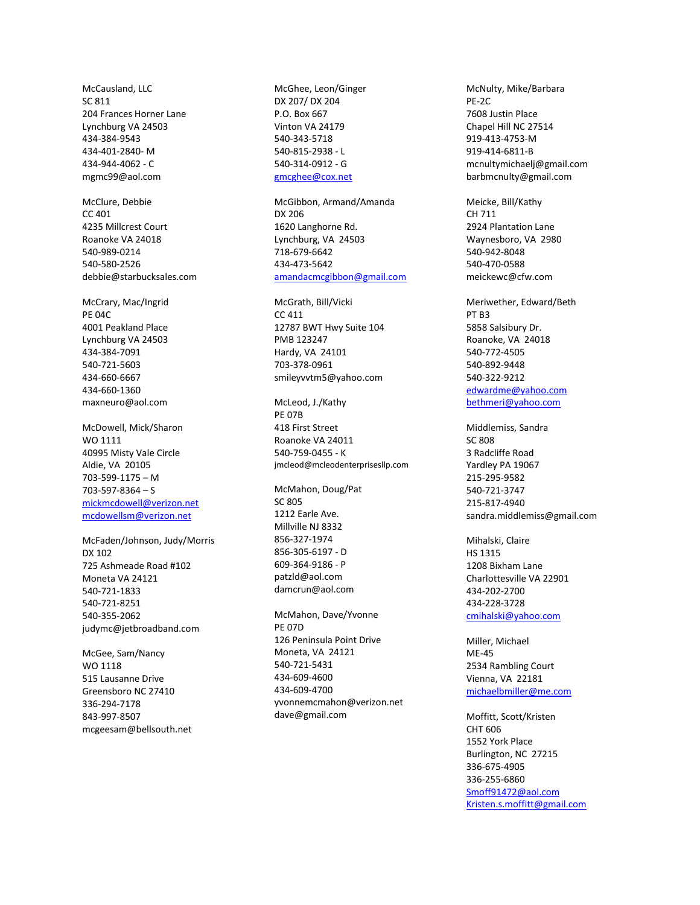McCausland, LLC
SC 811
204 Frances Horner Lane
Lynchburg VA 24503
434-384-9543
434-401-2840- M
434-944-4062 - C
mgmc99@aol.com

McClure, Debbie
CC 401
4235 Millcrest Court
Roanoke VA 24018
540-989-0214
540-580-2526
debbie@starbucksales.com

McCrary, Mac/Ingrid
PE 04C
4001 Peakland Place
Lynchburg VA 24503
434-384-7091
540-721-5603
434-660-6667
434-660-1360
maxneuro@aol.com

McDowell, Mick/Sharon
WO 1111
40995 Misty Vale Circle
Aldie, VA 20105
703-599-1175 – M
703-597-8364 – S
mickmcdowell@verizon.net
mcdowellsm@verizon.net

McFaden/Johnson, Judy/Morris
DX 102
725 Ashmeade Road #102
Moneta VA 24121
540-721-1833
540-721-8251
540-355-2062
judymc@jetbroadband.com

McGee, Sam/Nancy
WO 1118
515 Lausanne Drive
Greensboro NC 27410
336-294-7178
843-997-8507
mcgeesam@bellsouth.net

McGhee, Leon/Ginger
DX 207/ DX 204
P.O. Box 667
Vinton VA 24179
540-343-5718
540-815-2938 - L
540-314-0912 - G
gmcghee@cox.net

McGibbon, Armand/Amanda
DX 206
1620 Langhorne Rd.
Lynchburg, VA 24503
718-679-6642
434-473-5642
amandacmcgibbon@gmail.com

McGrath, Bill/Vicki
CC 411
12787 BWT Hwy Suite 104
PMB 123247
Hardy, VA 24101
703-378-0961
smileyvvtm5@yahoo.com

McLeod, J./Kathy
PE 07B
418 First Street
Roanoke VA 24011
540-759-0455 - K
jmcleod@mcleodenterprisesllp.com

McMahon, Doug/Pat
SC 805
1212 Earle Ave.
Millville NJ 8332
856-327-1974
856-305-6197 - D
609-364-9186 - P
patzld@aol.com
damcrun@aol.com

McMahon, Dave/Yvonne
PE 07D
126 Peninsula Point Drive
Moneta, VA 24121
540-721-5431
434-609-4600
434-609-4700
yvonnemcmahon@verizon.net
dave@gmail.com

McNulty, Mike/Barbara
PE-2C
7608 Justin Place
Chapel Hill NC 27514
919-413-4753-M
919-414-6811-B
mcnultymichaelj@gmail.com
barbmcnulty@gmail.com

Meicke, Bill/Kathy
CH 711
2924 Plantation Lane
Waynesboro, VA 2980
540-942-8048
540-470-0588
meickewc@cfw.com

Meriwether, Edward/Beth
PT B3
5858 Salsibury Dr.
Roanoke, VA 24018
540-772-4505
540-892-9448
540-322-9212
edwardme@yahoo.com
bethmeri@yahoo.com

Middlemiss, Sandra
SC 808
3 Radcliffe Road
Yardley PA 19067
215-295-9582
540-721-3747
215-817-4940
sandra.middlemiss@gmail.com

Mihalski, Claire
HS 1315
1208 Bixham Lane
Charlottesville VA 22901
434-202-2700
434-228-3728
cmihalski@yahoo.com

Miller, Michael
ME-45
2534 Rambling Court
Vienna, VA 22181
michaelbmiller@me.com

Moffitt, Scott/Kristen
CHT 606
1552 York Place
Burlington, NC 27215
336-675-4905
336-255-6860
Smoff91472@aol.com
Kristen.s.moffitt@gmail.com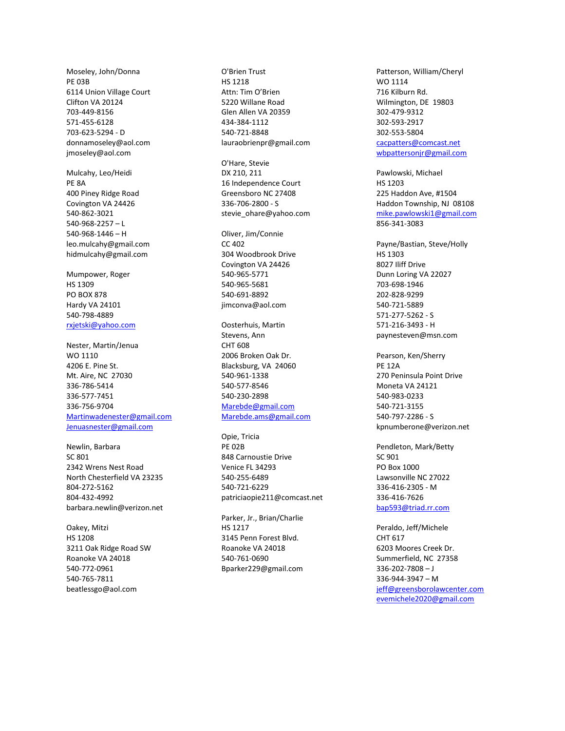Moseley, John/Donna
PE 03B
6114 Union Village Court
Clifton VA 20124
703-449-8156
571-455-6128
703-623-5294 - D
donnamoseley@aol.com
jmoseley@aol.com

Mulcahy, Leo/Heidi
PE 8A
400 Piney Ridge Road
Covington VA 24426
540-862-3021
540-968-2257 – L
540-968-1446 – H
leo.mulcahy@gmail.com
hidmulcahy@gmail.com

Mumpower, Roger
HS 1309
PO BOX 878
Hardy VA 24101
540-798-4889
rxjetski@yahoo.com

Nester, Martin/Jenua
WO 1110
4206 E. Pine St.
Mt. Aire, NC 27030
336-786-5414
336-577-7451
336-756-9704
Martinwadenester@gmail.com
Jenuasnester@gmail.com

Newlin, Barbara
SC 801
2342 Wrens Nest Road
North Chesterfield VA 23235
804-272-5162
804-432-4992
barbara.newlin@verizon.net

Oakey, Mitzi
HS 1208
3211 Oak Ridge Road SW
Roanoke VA 24018
540-772-0961
540-765-7811
beatlessgo@aol.com

O'Brien Trust
HS 1218
Attn: Tim O'Brien
5220 Willane Road
Glen Allen VA 20359
434-384-1112
540-721-8848
lauraobrienpr@gmail.com

O'Hare, Stevie
DX 210, 211
16 Independence Court
Greensboro NC 27408
336-706-2800 - S
stevie_ohare@yahoo.com

Oliver, Jim/Connie
CC 402
304 Woodbrook Drive
Covington VA 24426
540-965-5771
540-965-5681
540-691-8892
jimconva@aol.com

Oosterhuis, Martin
Stevens, Ann
CHT 608
2006 Broken Oak Dr.
Blacksburg, VA 24060
540-961-1338
540-577-8546
540-230-2898
Marebde@gmail.com
Marebde.ams@gmail.com

Opie, Tricia
PE 02B
848 Carnoustie Drive
Venice FL 34293
540-255-6489
540-721-6229
patriciaopie211@comcast.net

Parker, Jr., Brian/Charlie
HS 1217
3145 Penn Forest Blvd.
Roanoke VA 24018
540-761-0690
Bparker229@gmail.com

Patterson, William/Cheryl
WO 1114
716 Kilburn Rd.
Wilmington, DE 19803
302-479-9312
302-593-2917
302-553-5804
cacpatters@comcast.net
wbpattersonjr@gmail.com

Pawlowski, Michael
HS 1203
225 Haddon Ave, #1504
Haddon Township, NJ 08108
mike.pawlowski1@gmail.com
856-341-3083

Payne/Bastian, Steve/Holly
HS 1303
8027 Iliff Drive
Dunn Loring VA 22027
703-698-1946
202-828-9299
540-721-5889
571-277-5262 - S
571-216-3493 - H
paynesteven@msn.com

Pearson, Ken/Sherry
PE 12A
270 Peninsula Point Drive
Moneta VA 24121
540-983-0233
540-721-3155
540-797-2286 - S
kpnumberone@verizon.net

Pendleton, Mark/Betty
SC 901
PO Box 1000
Lawsonville NC 27022
336-416-2305 - M
336-416-7626
bap593@triad.rr.com

Peraldo, Jeff/Michele
CHT 617
6203 Moores Creek Dr.
Summerfield, NC 27358
336-202-7808 – J
336-944-3947 – M
jeff@greensborolawcenter.com
evemichele2020@gmail.com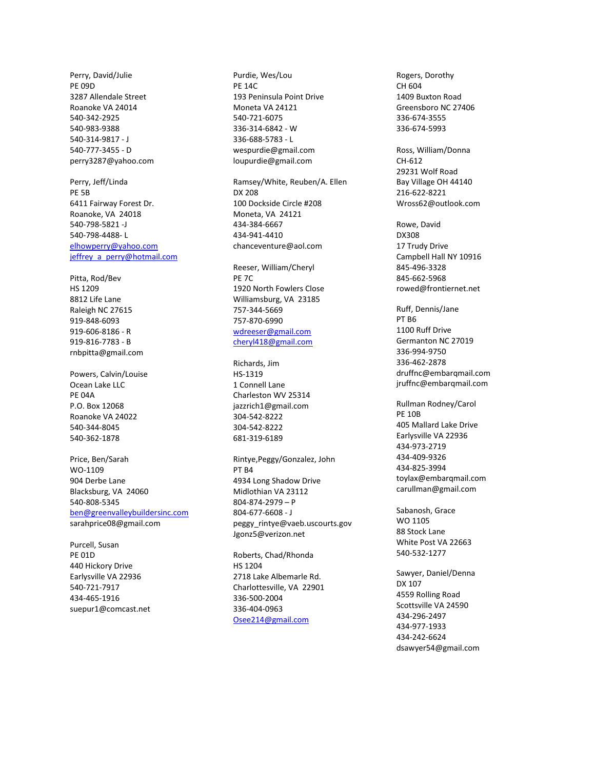Perry, David/Julie
PE 09D
3287 Allendale Street
Roanoke VA 24014
540-342-2925
540-983-9388
540-314-9817 - J
540-777-3455 - D
perry3287@yahoo.com

Perry, Jeff/Linda
PE 5B
6411 Fairway Forest Dr.
Roanoke, VA 24018
540-798-5821 -J
540-798-4488- L
elhowperry@yahoo.com
jeffrey_a_perry@hotmail.com

Pitta, Rod/Bev
HS 1209
8812 Life Lane
Raleigh NC 27615
919-848-6093
919-606-8186 - R
919-816-7783 - B
rnbpitta@gmail.com

Powers, Calvin/Louise
Ocean Lake LLC
PE 04A
P.O. Box 12068
Roanoke VA 24022
540-344-8045
540-362-1878

Price, Ben/Sarah
WO-1109
904 Derbe Lane
Blacksburg, VA 24060
540-808-5345
ben@greenvalleybuildersinc.com
sarahprice08@gmail.com

Purcell, Susan
PE 01D
440 Hickory Drive
Earlysville VA 22936
540-721-7917
434-465-1916
suepur1@comcast.net

Purdie, Wes/Lou
PE 14C
193 Peninsula Point Drive
Moneta VA 24121
540-721-6075
336-314-6842 - W
336-688-5783 - L
wespurdie@gmail.com
loupurdie@gmail.com

Ramsey/White, Reuben/A. Ellen
DX 208
100 Dockside Circle #208
Moneta, VA 24121
434-384-6667
434-941-4410
chanceventure@aol.com

Reeser, William/Cheryl
PE 7C
1920 North Fowlers Close
Williamsburg, VA 23185
757-344-5669
757-870-6990
wdreeser@gmail.com
cheryl418@gmail.com

Richards, Jim
HS-1319
1 Connell Lane
Charleston WV 25314
jazzrich1@gmail.com
304-542-8222
304-542-8222
681-319-6189

Rintye,Peggy/Gonzalez, John
PT B4
4934 Long Shadow Drive
Midlothian VA 23112
804-874-2979 – P
804-677-6608 - J
peggy_rintye@vaeb.uscourts.gov
Jgonz5@verizon.net

Roberts, Chad/Rhonda
HS 1204
2718 Lake Albemarle Rd.
Charlottesville, VA 22901
336-500-2004
336-404-0963
Osee214@gmail.com

Rogers, Dorothy
CH 604
1409 Buxton Road
Greensboro NC 27406
336-674-3555
336-674-5993

Ross, William/Donna
CH-612
29231 Wolf Road
Bay Village OH 44140
216-622-8221
Wross62@outlook.com

Rowe, David
DX308
17 Trudy Drive
Campbell Hall NY 10916
845-496-3328
845-662-5968
rowed@frontiernet.net

Ruff, Dennis/Jane
PT B6
1100 Ruff Drive
Germanton NC 27019
336-994-9750
336-462-2878
druffnc@embarqmail.com
jruffnc@embarqmail.com

Rullman Rodney/Carol
PE 10B
405 Mallard Lake Drive
Earlysville VA 22936
434-973-2719
434-409-9326
434-825-3994
toylax@embarqmail.com
carullman@gmail.com

Sabanosh, Grace
WO 1105
88 Stock Lane
White Post VA 22663
540-532-1277

Sawyer, Daniel/Denna
DX 107
4559 Rolling Road
Scottsville VA 24590
434-296-2497
434-977-1933
434-242-6624
dsawyer54@gmail.com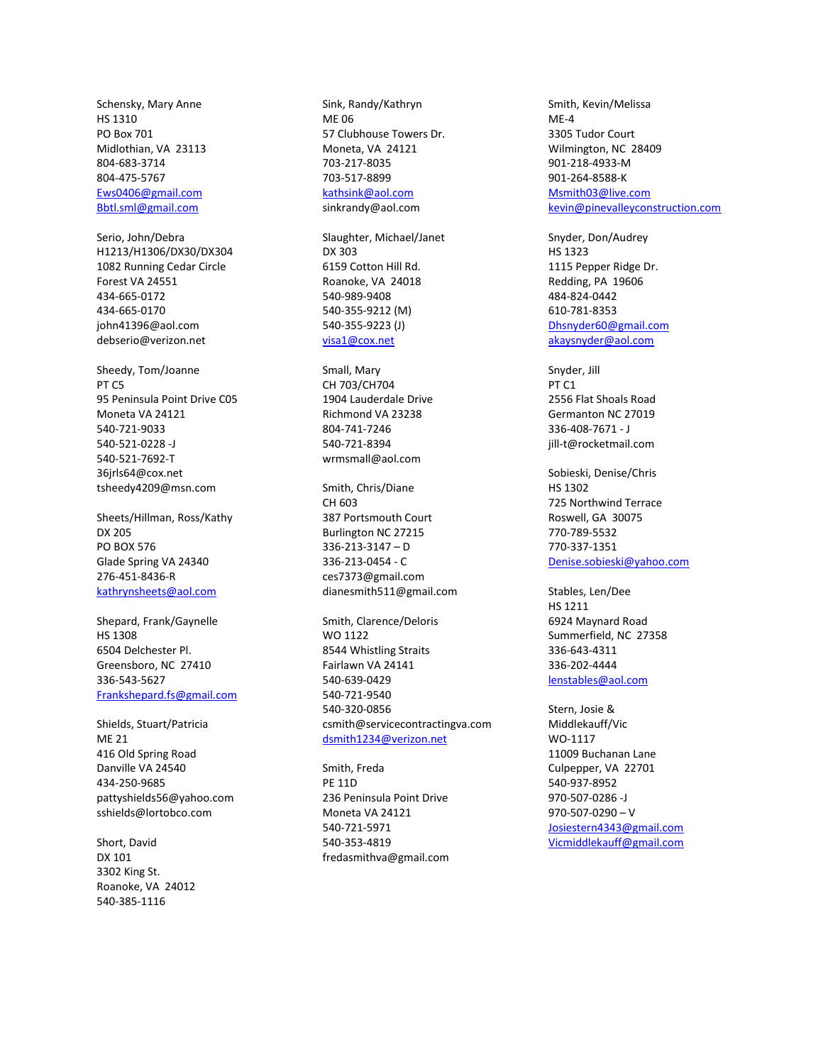Schensky, Mary Anne
HS 1310
PO Box 701
Midlothian, VA  23113
804-683-3714
804-475-5767
Ews0406@gmail.com
Bbtl.sml@gmail.com

Serio, John/Debra
H1213/H1306/DX30/DX304
1082 Running Cedar Circle
Forest VA 24551
434-665-0172
434-665-0170
john41396@aol.com
debserio@verizon.net

Sheedy, Tom/Joanne
PT C5
95 Peninsula Point Drive C05
Moneta VA 24121
540-721-9033
540-521-0228 -J
540-521-7692-T
36jrls64@cox.net
tsheedy4209@msn.com

Sheets/Hillman, Ross/Kathy
DX 205
PO BOX 576
Glade Spring VA 24340
276-451-8436-R
kathrynsheets@aol.com

Shepard, Frank/Gaynelle
HS 1308
6504 Delchester Pl.
Greensboro, NC  27410
336-543-5627
Frankshepard.fs@gmail.com

Shields, Stuart/Patricia
ME 21
416 Old Spring Road
Danville VA 24540
434-250-9685
pattyshields56@yahoo.com
sshields@lortobco.com

Short, David
DX 101
3302 King St.
Roanoke, VA  24012
540-385-1116

Sink, Randy/Kathryn
ME 06
57 Clubhouse Towers Dr.
Moneta, VA  24121
703-217-8035
703-517-8899
kathsink@aol.com
sinkrandy@aol.com

Slaughter, Michael/Janet
DX 303
6159 Cotton Hill Rd.
Roanoke, VA  24018
540-989-9408
540-355-9212 (M)
540-355-9223 (J)
visa1@cox.net

Small, Mary
CH 703/CH704
1904 Lauderdale Drive
Richmond VA 23238
804-741-7246
540-721-8394
wrmsmall@aol.com

Smith, Chris/Diane
CH 603
387 Portsmouth Court
Burlington NC 27215
336-213-3147 – D
336-213-0454 - C
ces7373@gmail.com
dianesmith511@gmail.com

Smith, Clarence/Deloris
WO 1122
8544 Whistling Straits
Fairlawn VA 24141
540-639-0429
540-721-9540
540-320-0856
csmith@servicecontractingva.com
dsmith1234@verizon.net

Smith, Freda
PE 11D
236 Peninsula Point Drive
Moneta VA 24121
540-721-5971
540-353-4819
fredasmithva@gmail.com

Smith, Kevin/Melissa
ME-4
3305 Tudor Court
Wilmington, NC  28409
901-218-4933-M
901-264-8588-K
Msmith03@live.com
kevin@pinevalleyconstruction.com

Snyder, Don/Audrey
HS 1323
1115 Pepper Ridge Dr.
Redding, PA  19606
484-824-0442
610-781-8353
Dhsnyder60@gmail.com
akaysnyder@aol.com

Snyder, Jill
PT C1
2556 Flat Shoals Road
Germanton NC 27019
336-408-7671 - J
jill-t@rocketmail.com

Sobieski, Denise/Chris
HS 1302
725 Northwind Terrace
Roswell, GA  30075
770-789-5532
770-337-1351
Denise.sobieski@yahoo.com

Stables, Len/Dee
HS 1211
6924 Maynard Road
Summerfield, NC  27358
336-643-4311
336-202-4444
lenstables@aol.com

Stern, Josie &
Middlekauff/Vic
WO-1117
11009 Buchanan Lane
Culpepper, VA  22701
540-937-8952
970-507-0286 -J
970-507-0290 – V
Josiestern4343@gmail.com
Vicmiddlekauff@gmail.com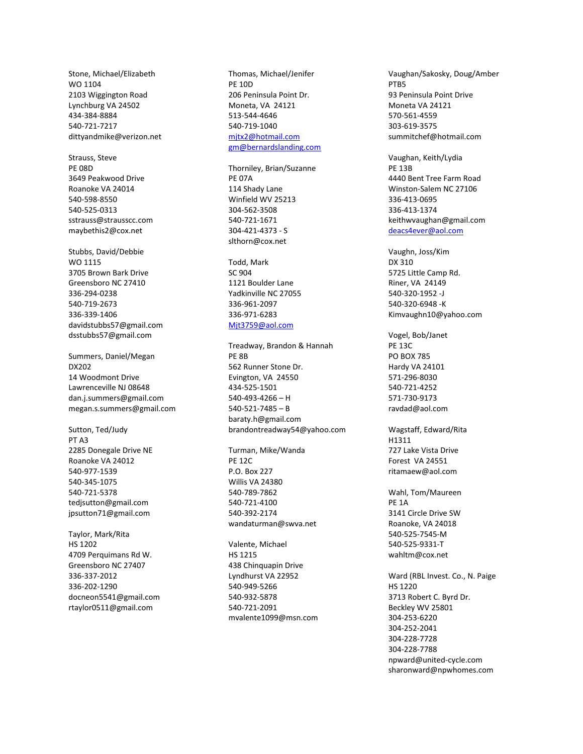Stone, Michael/Elizabeth
WO 1104
2103 Wiggington Road
Lynchburg VA 24502
434-384-8884
540-721-7217
dittyandmike@verizon.net

Strauss, Steve
PE 08D
3649 Peakwood Drive
Roanoke VA 24014
540-598-8550
540-525-0313
sstrauss@strausscc.com
maybethis2@cox.net

Stubbs, David/Debbie
WO 1115
3705 Brown Bark Drive
Greensboro NC 27410
336-294-0238
540-719-2673
336-339-1406
davidstubbs57@gmail.com
dsstubbs57@gmail.com

Summers, Daniel/Megan
DX202
14 Woodmont Drive
Lawrenceville NJ 08648
dan.j.summers@gmail.com
megan.s.summers@gmail.com

Sutton, Ted/Judy
PT A3
2285 Donegale Drive NE
Roanoke VA 24012
540-977-1539
540-345-1075
540-721-5378
tedjsutton@gmail.com
jpsutton71@gmail.com

Taylor, Mark/Rita
HS 1202
4709 Perquimans Rd W.
Greensboro NC 27407
336-337-2012
336-202-1290
docneon5541@gmail.com
rtaylor0511@gmail.com

Thomas, Michael/Jenifer
PE 10D
206 Peninsula Point Dr.
Moneta, VA 24121
513-544-4646
540-719-1040
mjtx2@hotmail.com
gm@bernardslanding.com

Thorniley, Brian/Suzanne
PE 07A
114 Shady Lane
Winfield WV 25213
304-562-3508
540-721-1671
304-421-4373 - S
slthorn@cox.net

Todd, Mark
SC 904
1121 Boulder Lane
Yadkinville NC 27055
336-961-2097
336-971-6283
Mjt3759@aol.com

Treadway, Brandon & Hannah
PE 8B
562 Runner Stone Dr.
Evington, VA 24550
434-525-1501
540-493-4266 – H
540-521-7485 – B
baraty.h@gmail.com
brandontreadway54@yahoo.com

Turman, Mike/Wanda
PE 12C
P.O. Box 227
Willis VA 24380
540-789-7862
540-721-4100
540-392-2174
wandaturman@swva.net

Valente, Michael
HS 1215
438 Chinquapin Drive
Lyndhurst VA 22952
540-949-5266
540-932-5878
540-721-2091
mvalente1099@msn.com

Vaughan/Sakosky, Doug/Amber
PTB5
93 Peninsula Point Drive
Moneta VA 24121
570-561-4559
303-619-3575
summitchef@hotmail.com

Vaughan, Keith/Lydia
PE 13B
4440 Bent Tree Farm Road
Winston-Salem NC 27106
336-413-0695
336-413-1374
keithwvaughan@gmail.com
deacs4ever@aol.com

Vaughn, Joss/Kim
DX 310
5725 Little Camp Rd.
Riner, VA 24149
540-320-1952 -J
540-320-6948 -K
Kimvaughn10@yahoo.com

Vogel, Bob/Janet
PE 13C
PO BOX 785
Hardy VA 24101
571-296-8030
540-721-4252
571-730-9173
ravdad@aol.com

Wagstaff, Edward/Rita
H1311
727 Lake Vista Drive
Forest VA 24551
ritamaew@aol.com

Wahl, Tom/Maureen
PE 1A
3141 Circle Drive SW
Roanoke, VA 24018
540-525-7545-M
540-525-9331-T
wahltm@cox.net

Ward (RBL Invest. Co., N. Paige
HS 1220
3713 Robert C. Byrd Dr.
Beckley WV 25801
304-253-6220
304-252-2041
304-228-7728
304-228-7788
npward@united-cycle.com
sharonward@npwhomes.com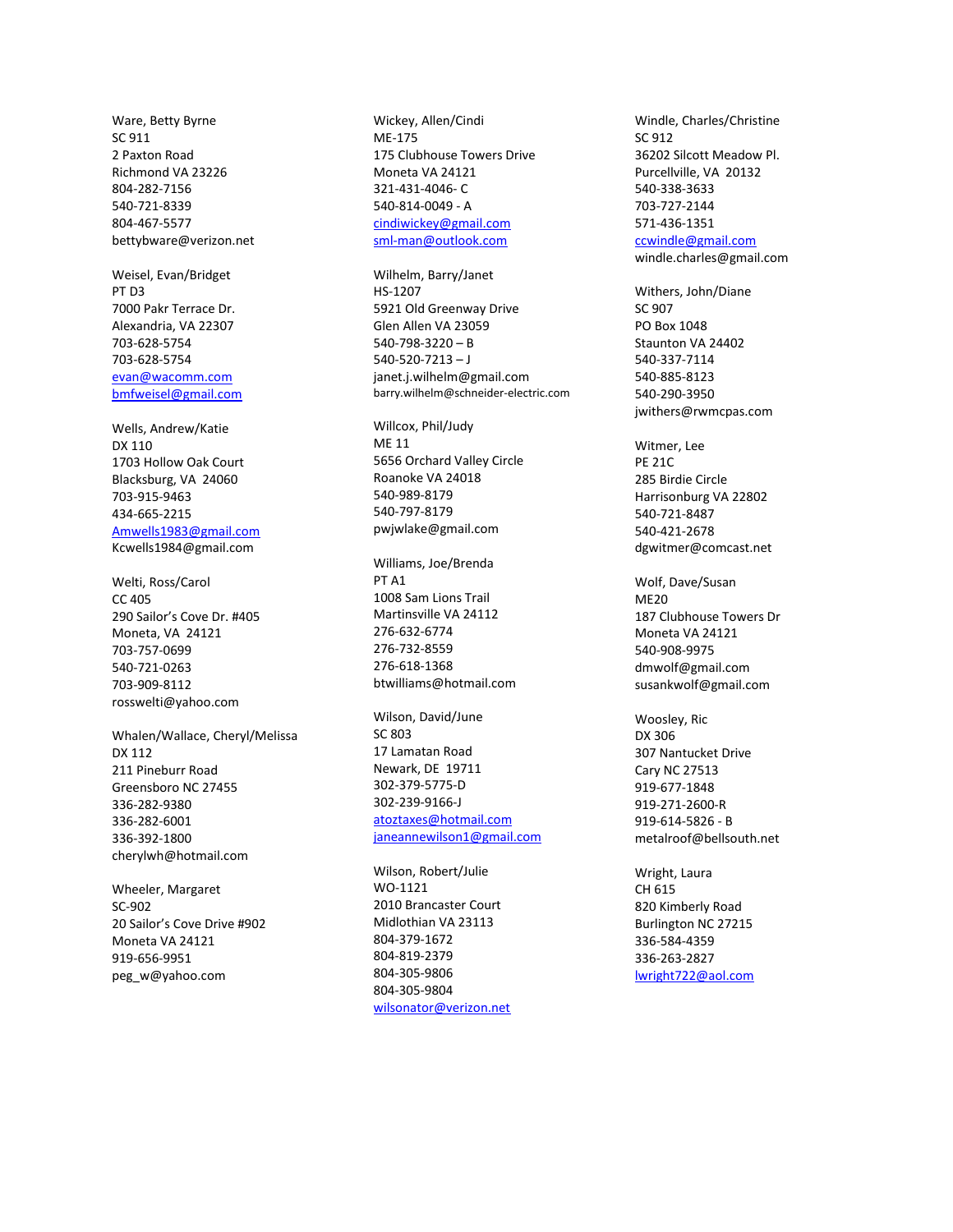Ware, Betty Byrne
SC 911
2 Paxton Road
Richmond VA 23226
804-282-7156
540-721-8339
804-467-5577
bettybware@verizon.net

Weisel, Evan/Bridget
PT D3
7000 Pakr Terrace Dr.
Alexandria, VA 22307
703-628-5754
703-628-5754
evan@wacomm.com
bmfweisel@gmail.com

Wells, Andrew/Katie
DX 110
1703 Hollow Oak Court
Blacksburg, VA 24060
703-915-9463
434-665-2215
Amwells1983@gmail.com
Kcwells1984@gmail.com

Welti, Ross/Carol
CC 405
290 Sailor's Cove Dr. #405
Moneta, VA 24121
703-757-0699
540-721-0263
703-909-8112
rosswelti@yahoo.com

Whalen/Wallace, Cheryl/Melissa
DX 112
211 Pineburr Road
Greensboro NC 27455
336-282-9380
336-282-6001
336-392-1800
cherylwh@hotmail.com

Wheeler, Margaret
SC-902
20 Sailor's Cove Drive #902
Moneta VA 24121
919-656-9951
peg_w@yahoo.com

Wickey, Allen/Cindi
ME-175
175 Clubhouse Towers Drive
Moneta VA 24121
321-431-4046- C
540-814-0049 - A
cindiwickey@gmail.com
sml-man@outlook.com

Wilhelm, Barry/Janet
HS-1207
5921 Old Greenway Drive
Glen Allen VA 23059
540-798-3220 – B
540-520-7213 – J
janet.j.wilhelm@gmail.com
barry.wilhelm@schneider-electric.com

Willcox, Phil/Judy
ME 11
5656 Orchard Valley Circle
Roanoke VA 24018
540-989-8179
540-797-8179
pwjwlake@gmail.com

Williams, Joe/Brenda
PT A1
1008 Sam Lions Trail
Martinsville VA 24112
276-632-6774
276-732-8559
276-618-1368
btwilliams@hotmail.com

Wilson, David/June
SC 803
17 Lamatan Road
Newark, DE 19711
302-379-5775-D
302-239-9166-J
atoztaxes@hotmail.com
janeannewilson1@gmail.com

Wilson, Robert/Julie
WO-1121
2010 Brancaster Court
Midlothian VA 23113
804-379-1672
804-819-2379
804-305-9806
804-305-9804
wilsonator@verizon.net

Windle, Charles/Christine
SC 912
36202 Silcott Meadow Pl.
Purcellville, VA 20132
540-338-3633
703-727-2144
571-436-1351
ccwindle@gmail.com
windle.charles@gmail.com

Withers, John/Diane
SC 907
PO Box 1048
Staunton VA 24402
540-337-7114
540-885-8123
540-290-3950
jwithers@rwmcpas.com

Witmer, Lee
PE 21C
285 Birdie Circle
Harrisonburg VA 22802
540-721-8487
540-421-2678
dgwitmer@comcast.net

Wolf, Dave/Susan
ME20
187 Clubhouse Towers Dr
Moneta VA 24121
540-908-9975
dmwolf@gmail.com
susankwolf@gmail.com

Woosley, Ric
DX 306
307 Nantucket Drive
Cary NC 27513
919-677-1848
919-271-2600-R
919-614-5826 - B
metalroof@bellsouth.net

Wright, Laura
CH 615
820 Kimberly Road
Burlington NC 27215
336-584-4359
336-263-2827
lwright722@aol.com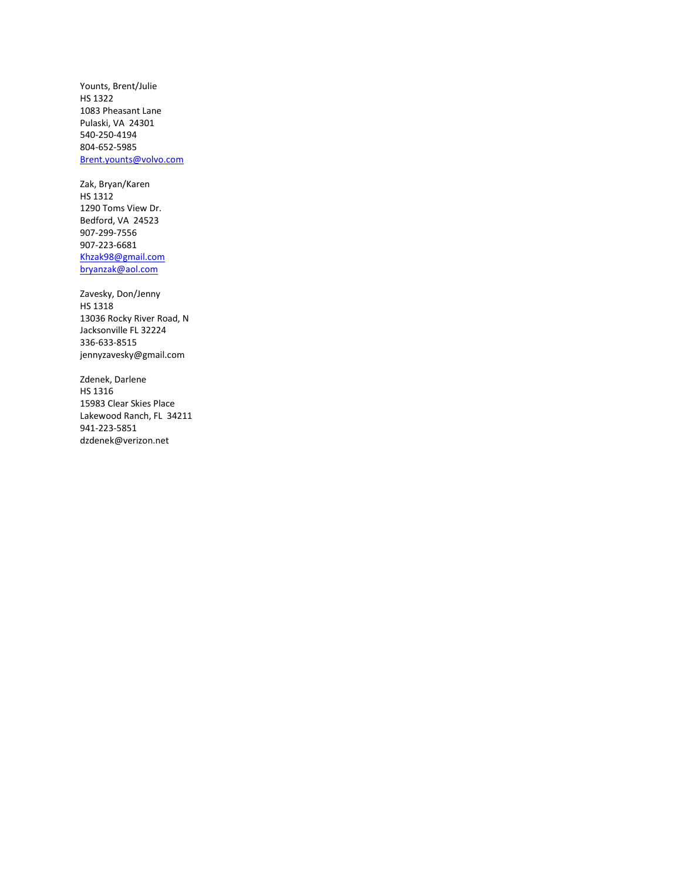Younts, Brent/Julie
HS 1322
1083 Pheasant Lane
Pulaski, VA  24301
540-250-4194
804-652-5985
Brent.younts@volvo.com

Zak, Bryan/Karen
HS 1312
1290 Toms View Dr.
Bedford, VA  24523
907-299-7556
907-223-6681
Khzak98@gmail.com
bryanzak@aol.com

Zavesky, Don/Jenny
HS 1318
13036 Rocky River Road, N
Jacksonville FL 32224
336-633-8515
jennyzavesky@gmail.com

Zdenek, Darlene
HS 1316
15983 Clear Skies Place
Lakewood Ranch, FL  34211
941-223-5851
dzdenek@verizon.net